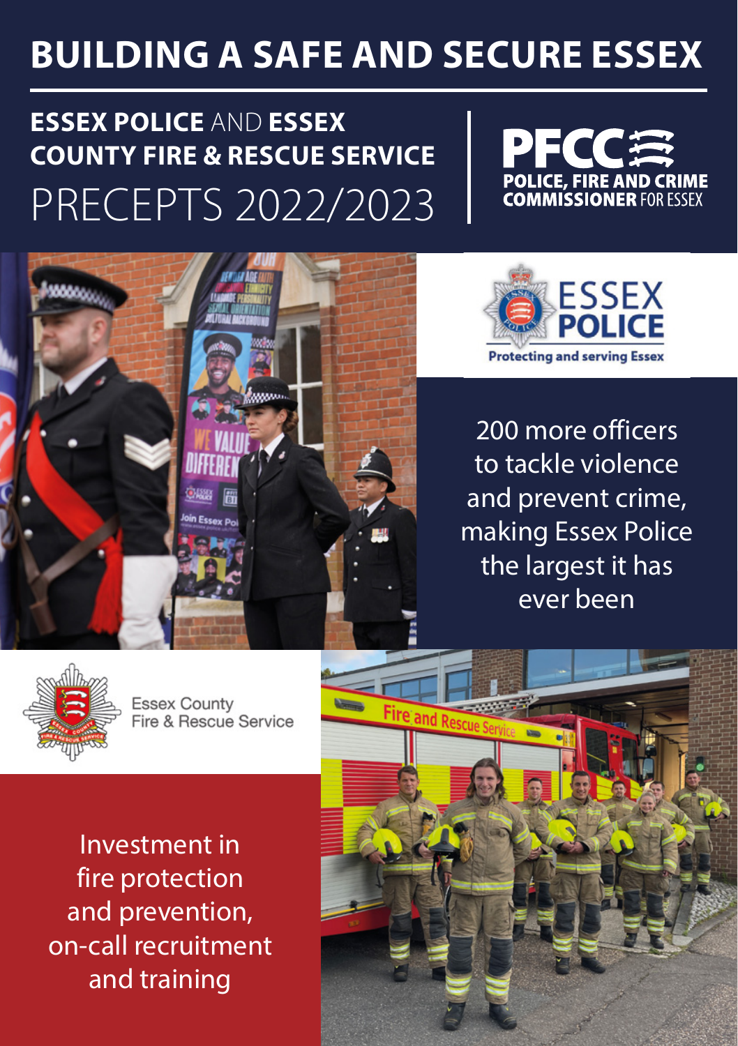# BUILDING A SAFE AND SECURE ESSEX

## ESSEX POLICE AND ESSEX COUNTY FIRE & RESCUE SERVICE PRECEPTS 2022/2023

PFCC
POLICE, FIRE AND CRIME COMMISSIONER FOR ESSEX

ESSEX POLICE
Protecting and serving Essex

200 more officers to tackle violence and prevent crime, making Essex Police the largest it has ever been

Essex County Fire & Rescue Service

Investment in fire protection and prevention, on-call recruitment and training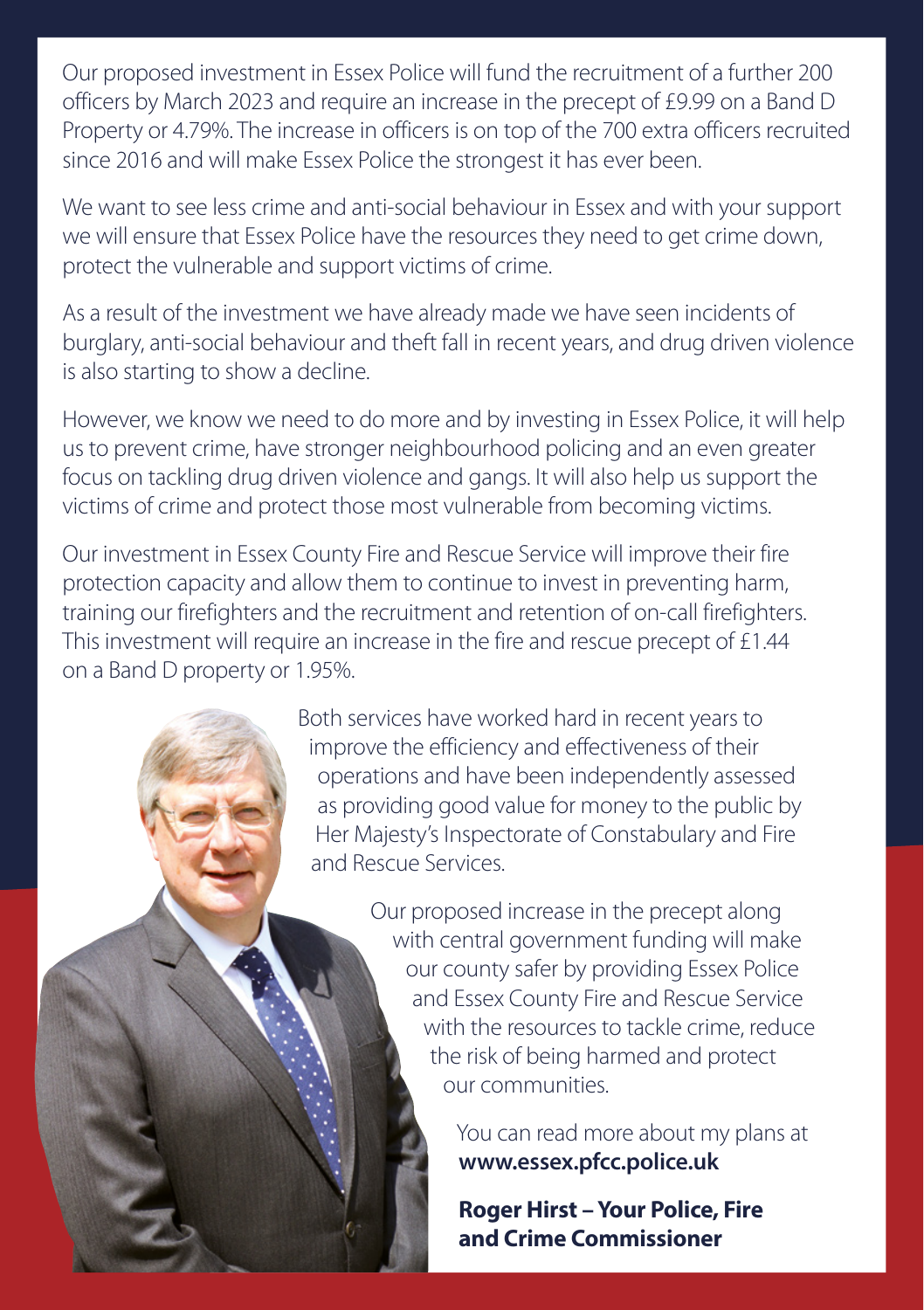Our proposed investment in Essex Police will fund the recruitment of a further 200 officers by March 2023 and require an increase in the precept of £9.99 on a Band D Property or 4.79%. The increase in officers is on top of the 700 extra officers recruited since 2016 and will make Essex Police the strongest it has ever been.

We want to see less crime and anti-social behaviour in Essex and with your support we will ensure that Essex Police have the resources they need to get crime down, protect the vulnerable and support victims of crime.

As a result of the investment we have already made we have seen incidents of burglary, anti-social behaviour and theft fall in recent years, and drug driven violence is also starting to show a decline.

However, we know we need to do more and by investing in Essex Police, it will help us to prevent crime, have stronger neighbourhood policing and an even greater focus on tackling drug driven violence and gangs. It will also help us support the victims of crime and protect those most vulnerable from becoming victims.

Our investment in Essex County Fire and Rescue Service will improve their fire protection capacity and allow them to continue to invest in preventing harm, training our firefighters and the recruitment and retention of on-call firefighters. This investment will require an increase in the fire and rescue precept of £1.44 on a Band D property or 1.95%.

Both services have worked hard in recent years to improve the efficiency and effectiveness of their operations and have been independently assessed as providing good value for money to the public by Her Majesty's Inspectorate of Constabulary and Fire and Rescue Services.

Our proposed increase in the precept along with central government funding will make our county safer by providing Essex Police and Essex County Fire and Rescue Service with the resources to tackle crime, reduce the risk of being harmed and protect our communities.

You can read more about my plans at **www.essex.pfcc.police.uk**

**Roger Hirst – Your Police, Fire and Crime Commissioner**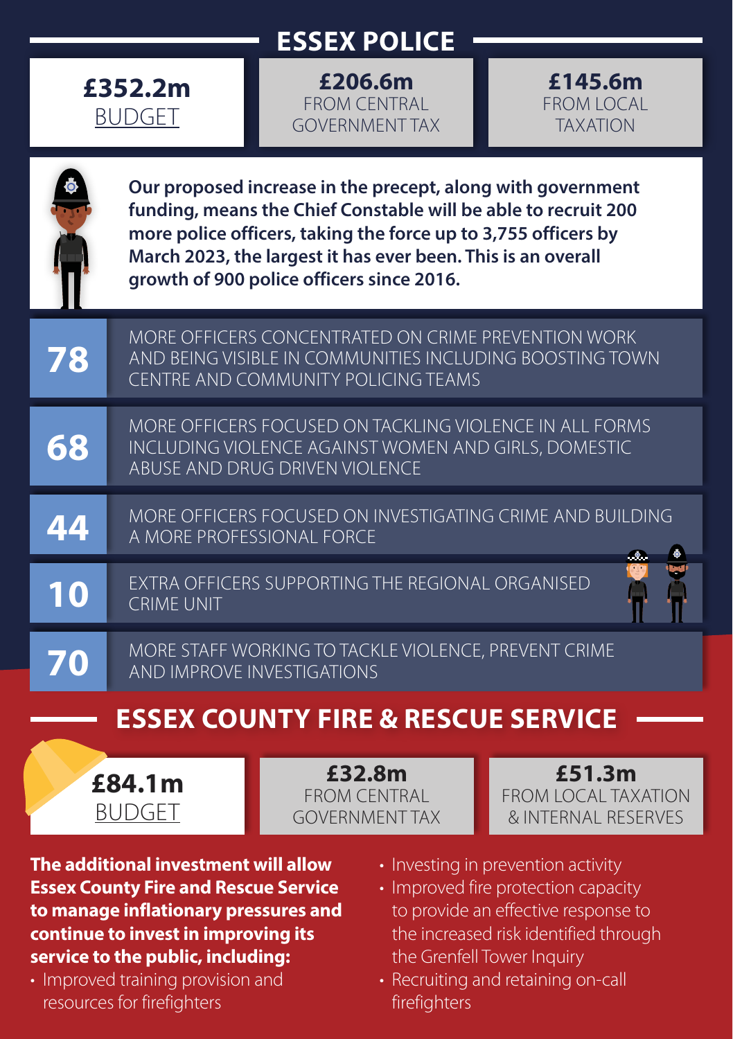## ESSEX POLICE

**£352.2m**
BUDGET

**£206.6m**
FROM CENTRAL GOVERNMENT TAX

**£145.6m**
FROM LOCAL TAXATION

**Our proposed increase in the precept, along with government funding, means the Chief Constable will be able to recruit 200 more police officers, taking the force up to 3,755 officers by March 2023, the largest it has ever been. This is an overall growth of 900 police officers since 2016.**

**78** MORE OFFICERS CONCENTRATED ON CRIME PREVENTION WORK AND BEING VISIBLE IN COMMUNITIES INCLUDING BOOSTING TOWN CENTRE AND COMMUNITY POLICING TEAMS

**68** MORE OFFICERS FOCUSED ON TACKLING VIOLENCE IN ALL FORMS INCLUDING VIOLENCE AGAINST WOMEN AND GIRLS, DOMESTIC ABUSE AND DRUG DRIVEN VIOLENCE

**44** MORE OFFICERS FOCUSED ON INVESTIGATING CRIME AND BUILDING A MORE PROFESSIONAL FORCE

**10** EXTRA OFFICERS SUPPORTING THE REGIONAL ORGANISED CRIME UNIT

**70** MORE STAFF WORKING TO TACKLE VIOLENCE, PREVENT CRIME AND IMPROVE INVESTIGATIONS

## ESSEX COUNTY FIRE & RESCUE SERVICE

**£84.1m**
BUDGET

**£32.8m**
FROM CENTRAL GOVERNMENT TAX

**£51.3m**
FROM LOCAL TAXATION & INTERNAL RESERVES

**The additional investment will allow Essex County Fire and Rescue Service to manage inflationary pressures and continue to invest in improving its service to the public, including:**

- Improved training provision and resources for firefighters
- Investing in prevention activity
- Improved fire protection capacity to provide an effective response to the increased risk identified through the Grenfell Tower Inquiry
- Recruiting and retaining on-call firefighters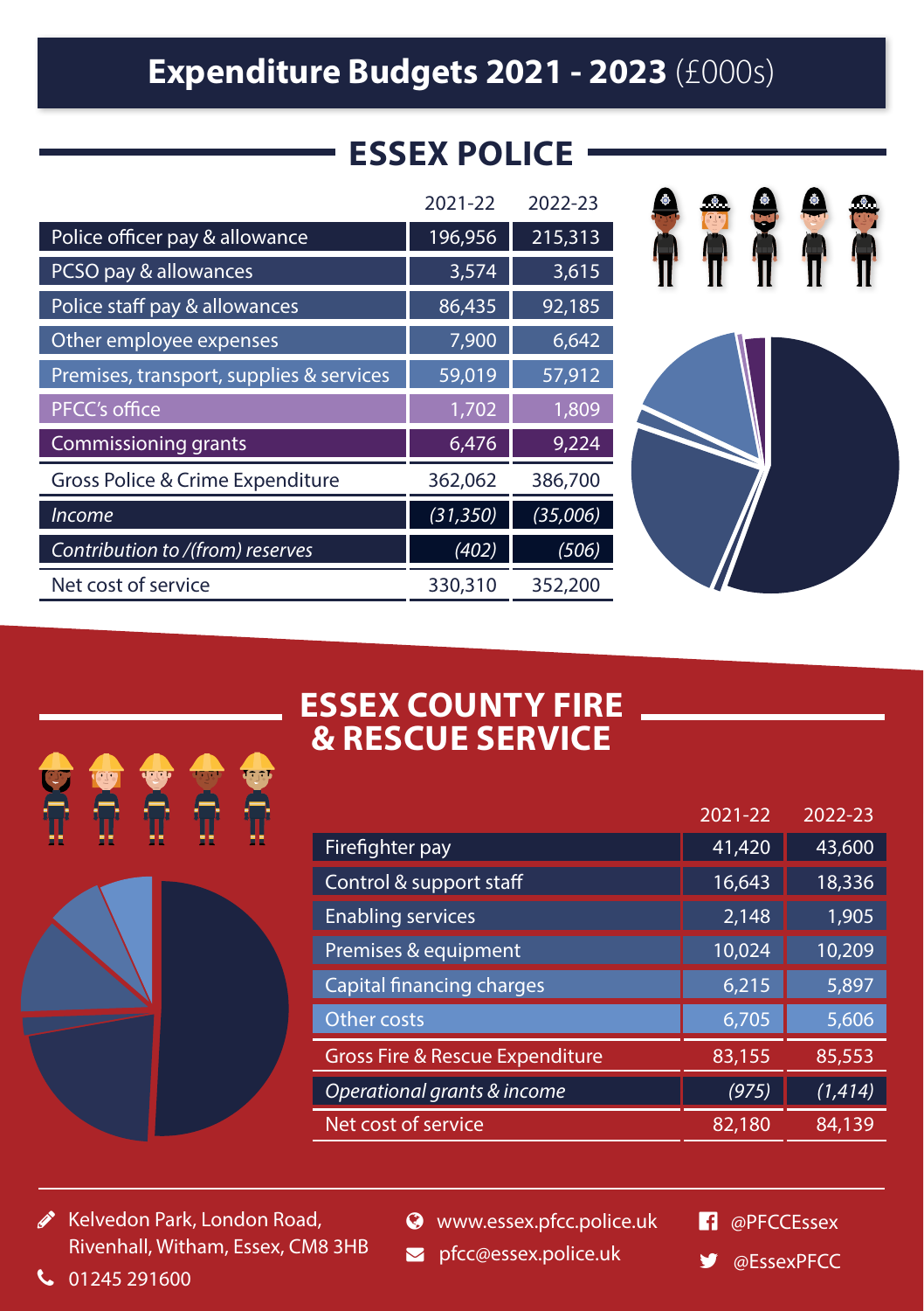# Expenditure Budgets 2021 - 2023 (£000s)

## ESSEX POLICE

| | 2021-22 | 2022-23 |
|---|---|---|
| Police officer pay & allowance | 196,956 | 215,313 |
| PCSO pay & allowances | 3,574 | 3,615 |
| Police staff pay & allowances | 86,435 | 92,185 |
| Other employee expenses | 7,900 | 6,642 |
| Premises, transport, supplies & services | 59,019 | 57,912 |
| PFCC's office | 1,702 | 1,809 |
| Commissioning grants | 6,476 | 9,224 |
| Gross Police & Crime Expenditure | 362,062 | 386,700 |
| *Income* | *(31,350)* | *(35,006)* |
| *Contribution to /(from) reserves* | *(402)* | *(506)* |
| Net cost of service | 330,310 | 352,200 |

## ESSEX COUNTY FIRE & RESCUE SERVICE

| | 2021-22 | 2022-23 |
|---|---|---|
| Firefighter pay | 41,420 | 43,600 |
| Control & support staff | 16,643 | 18,336 |
| Enabling services | 2,148 | 1,905 |
| Premises & equipment | 10,024 | 10,209 |
| Capital financing charges | 6,215 | 5,897 |
| Other costs | 6,705 | 5,606 |
| Gross Fire & Rescue Expenditure | 83,155 | 85,553 |
| *Operational grants & income* | *(975)* | *(1,414)* |
| Net cost of service | 82,180 | 84,139 |

Kelvedon Park, London Road, Rivenhall, Witham, Essex, CM8 3HB

01245 291600

www.essex.pfcc.police.uk

pfcc@essex.police.uk

@PFCCEssex

@EssexPFCC